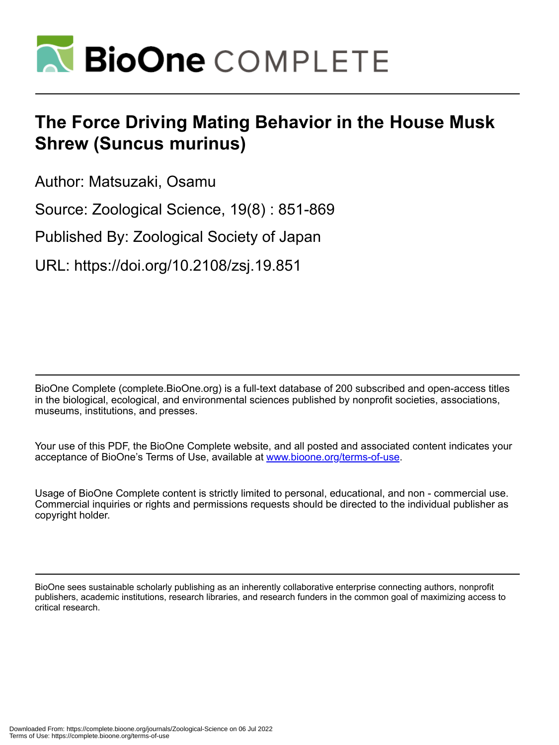# The Force Driving Mating Behavior in the House Musk Shrew (Suncus murinus)

Author: Matsuzaki, Osamu

Source: Zoological Science, 19(8) : 851-869

Published By: Zoological Society of Japan

URL: https://doi.org/10.2108/zsj.19.851

BioOne Complete (complete.BioOne.org) is a full-text database of 200 subscribed and open-access titles in the biological, ecological, and environmental sciences published by nonprofit societies, associations, museums, institutions, and presses.

Your use of this PDF, the BioOne Complete website, and all posted and associated content indicates your acceptance of BioOne's Terms of Use, available at www.bioone.org/terms-of-use.

Usage of BioOne Complete content is strictly limited to personal, educational, and non - commercial use. Commercial inquiries or rights and permissions requests should be directed to the individual publisher as copyright holder.

BioOne sees sustainable scholarly publishing as an inherently collaborative enterprise connecting authors, nonprofit publishers, academic institutions, research libraries, and research funders in the common goal of maximizing access to critical research.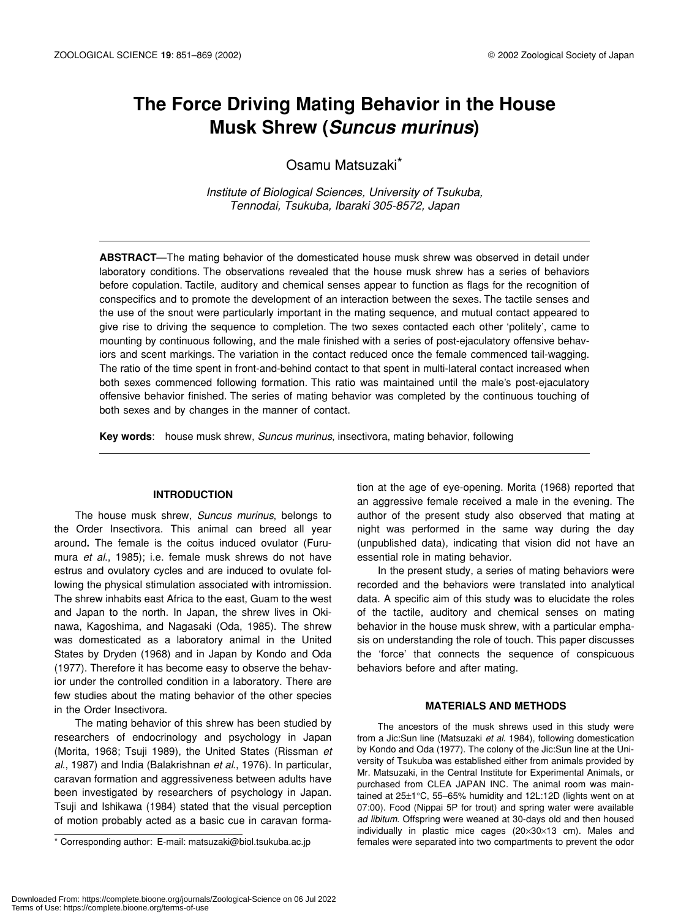# The Force Driving Mating Behavior in the House Musk Shrew (*Suncus murinus*)

Osamu Matsuzaki*

*Institute of Biological Sciences, University of Tsukuba, Tennodai, Tsukuba, Ibaraki 305-8572, Japan*

**ABSTRACT**—The mating behavior of the domesticated house musk shrew was observed in detail under laboratory conditions. The observations revealed that the house musk shrew has a series of behaviors before copulation. Tactile, auditory and chemical senses appear to function as flags for the recognition of conspecifics and to promote the development of an interaction between the sexes. The tactile senses and the use of the snout were particularly important in the mating sequence, and mutual contact appeared to give rise to driving the sequence to completion. The two sexes contacted each other 'politely', came to mounting by continuous following, and the male finished with a series of post-ejaculatory offensive behaviors and scent markings. The variation in the contact reduced once the female commenced tail-wagging. The ratio of the time spent in front-and-behind contact to that spent in multi-lateral contact increased when both sexes commenced following formation. This ratio was maintained until the male's post-ejaculatory offensive behavior finished. The series of mating behavior was completed by the continuous touching of both sexes and by changes in the manner of contact.

**Key words**: house musk shrew, *Suncus murinus*, insectivora, mating behavior, following

## INTRODUCTION

The house musk shrew, *Suncus murinus*, belongs to the Order Insectivora. This animal can breed all year around**.** The female is the coitus induced ovulator (Furumura *et al*., 1985); i.e. female musk shrews do not have estrus and ovulatory cycles and are induced to ovulate following the physical stimulation associated with intromission. The shrew inhabits east Africa to the east, Guam to the west and Japan to the north. In Japan, the shrew lives in Okinawa, Kagoshima, and Nagasaki (Oda, 1985). The shrew was domesticated as a laboratory animal in the United States by Dryden (1968) and in Japan by Kondo and Oda (1977). Therefore it has become easy to observe the behavior under the controlled condition in a laboratory. There are few studies about the mating behavior of the other species in the Order Insectivora.

The mating behavior of this shrew has been studied by researchers of endocrinology and psychology in Japan (Morita, 1968; Tsuji 1989), the United States (Rissman *et al*., 1987) and India (Balakrishnan *et al*., 1976). In particular, caravan formation and aggressiveness between adults have been investigated by researchers of psychology in Japan. Tsuji and Ishikawa (1984) stated that the visual perception of motion probably acted as a basic cue in caravan formation at the age of eye-opening. Morita (1968) reported that an aggressive female received a male in the evening. The author of the present study also observed that mating at night was performed in the same way during the day (unpublished data), indicating that vision did not have an essential role in mating behavior.

In the present study, a series of mating behaviors were recorded and the behaviors were translated into analytical data. A specific aim of this study was to elucidate the roles of the tactile, auditory and chemical senses on mating behavior in the house musk shrew, with a particular emphasis on understanding the role of touch. This paper discusses the 'force' that connects the sequence of conspicuous behaviors before and after mating.

## MATERIALS AND METHODS

The ancestors of the musk shrews used in this study were from a Jic:Sun line (Matsuzaki *et al*. 1984), following domestication by Kondo and Oda (1977). The colony of the Jic:Sun line at the University of Tsukuba was established either from animals provided by Mr. Matsuzaki, in the Central Institute for Experimental Animals, or purchased from CLEA JAPAN INC. The animal room was maintained at 25±1°C, 55–65% humidity and 12L:12D (lights went on at 07:00). Food (Nippai 5P for trout) and spring water were available *ad libitum*. Offspring were weaned at 30-days old and then housed individually in plastic mice cages (20×30×13 cm). Males and females were separated into two compartments to prevent the odor

\* Corresponding author: E-mail: matsuzaki@biol.tsukuba.ac.jp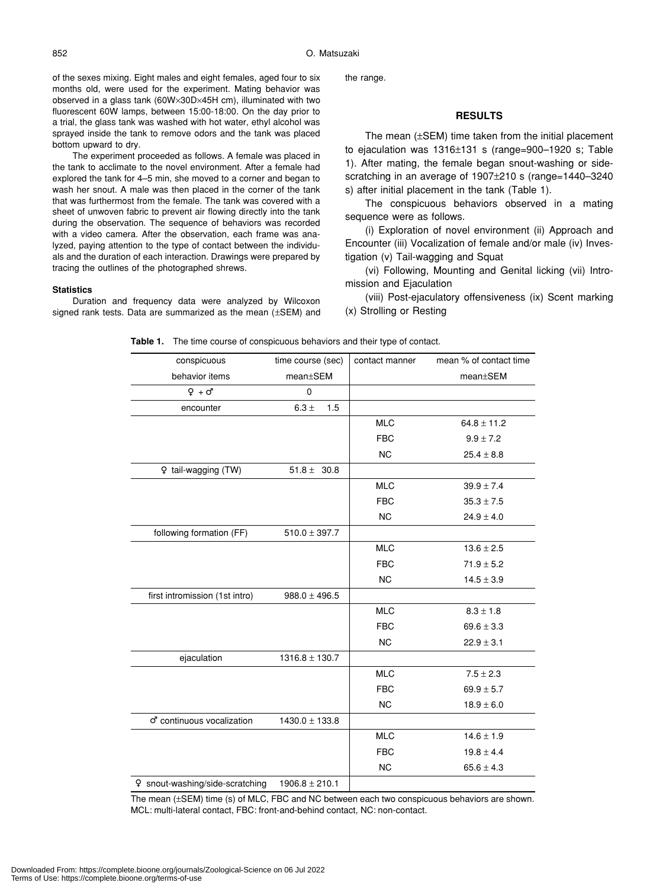of the sexes mixing. Eight males and eight females, aged four to six months old, were used for the experiment. Mating behavior was observed in a glass tank (60W×30D×45H cm), illuminated with two fluorescent 60W lamps, between 15:00-18:00. On the day prior to a trial, the glass tank was washed with hot water, ethyl alcohol was sprayed inside the tank to remove odors and the tank was placed bottom upward to dry.

The experiment proceeded as follows. A female was placed in the tank to acclimate to the novel environment. After a female had explored the tank for 4–5 min, she moved to a corner and began to wash her snout. A male was then placed in the corner of the tank that was furthermost from the female. The tank was covered with a sheet of unwoven fabric to prevent air flowing directly into the tank during the observation. The sequence of behaviors was recorded with a video camera. After the observation, each frame was analyzed, paying attention to the type of contact between the individuals and the duration of each interaction. Drawings were prepared by tracing the outlines of the photographed shrews.

#### Statistics

Duration and frequency data were analyzed by Wilcoxon signed rank tests. Data are summarized as the mean (±SEM) and the range.

## RESULTS

The mean (±SEM) time taken from the initial placement to ejaculation was 1316±131 s (range=900–1920 s; Table 1). After mating, the female began snout-washing or side-scratching in an average of 1907±210 s (range=1440–3240 s) after initial placement in the tank (Table 1).

The conspicuous behaviors observed in a mating sequence were as follows.

(i) Exploration of novel environment (ii) Approach and Encounter (iii) Vocalization of female and/or male (iv) Investigation (v) Tail-wagging and Squat

(vi) Following, Mounting and Genital licking (vii) Intromission and Ejaculation

(viii) Post-ejaculatory offensiveness (ix) Scent marking (x) Strolling or Resting

**Table 1.** The time course of conspicuous behaviors and their type of contact.

| conspicuous behavior items | time course (sec) mean±SEM | contact manner | mean % of contact time mean±SEM |
|---|---|---|---|
| ♀ + ♂ | 0 | | |
| encounter | 6.3 ± 1.5 | | |
| | | MLC | 64.8 ± 11.2 |
| | | FBC | 9.9 ± 7.2 |
| | | NC | 25.4 ± 8.8 |
| ♀ tail-wagging (TW) | 51.8 ± 30.8 | | |
| | | MLC | 39.9 ± 7.4 |
| | | FBC | 35.3 ± 7.5 |
| | | NC | 24.9 ± 4.0 |
| following formation (FF) | 510.0 ± 397.7 | | |
| | | MLC | 13.6 ± 2.5 |
| | | FBC | 71.9 ± 5.2 |
| | | NC | 14.5 ± 3.9 |
| first intromission (1st intro) | 988.0 ± 496.5 | | |
| | | MLC | 8.3 ± 1.8 |
| | | FBC | 69.6 ± 3.3 |
| | | NC | 22.9 ± 3.1 |
| ejaculation | 1316.8 ± 130.7 | | |
| | | MLC | 7.5 ± 2.3 |
| | | FBC | 69.9 ± 5.7 |
| | | NC | 18.9 ± 6.0 |
| ♂ continuous vocalization | 1430.0 ± 133.8 | | |
| | | MLC | 14.6 ± 1.9 |
| | | FBC | 19.8 ± 4.4 |
| | | NC | 65.6 ± 4.3 |
| ♀ snout-washing/side-scratching | 1906.8 ± 210.1 | | |

The mean (±SEM) time (s) of MLC, FBC and NC between each two conspicuous behaviors are shown. MCL: multi-lateral contact, FBC: front-and-behind contact, NC: non-contact.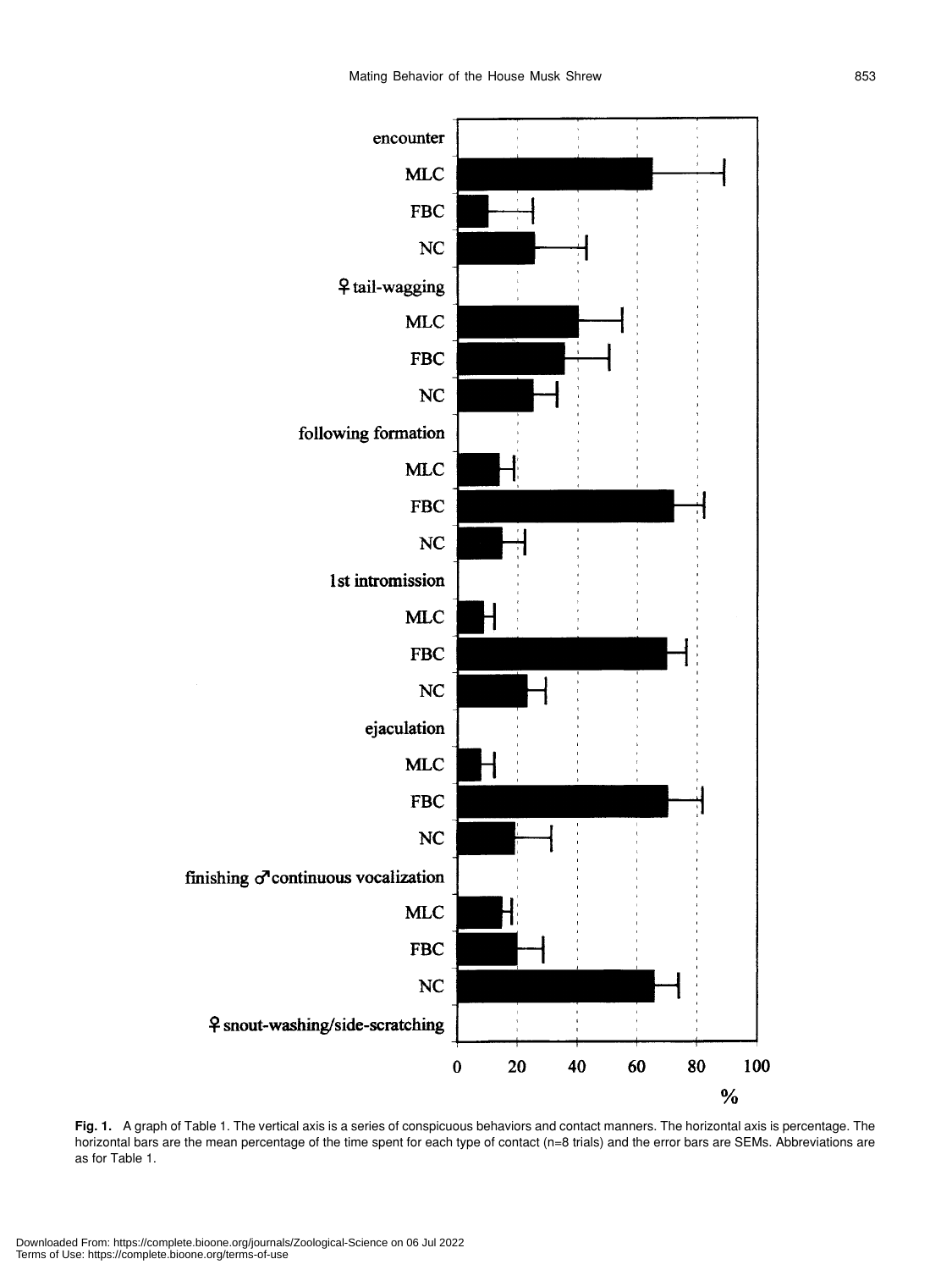**Fig. 1.** A graph of Table 1. The vertical axis is a series of conspicuous behaviors and contact manners. The horizontal axis is percentage. The horizontal bars are the mean percentage of the time spent for each type of contact (n=8 trials) and the error bars are SEMs. Abbreviations are as for Table 1.

Downloaded From: https://complete.bioone.org/journals/Zoological-Science on 06 Jul 2022
Terms of Use: https://complete.bioone.org/terms-of-use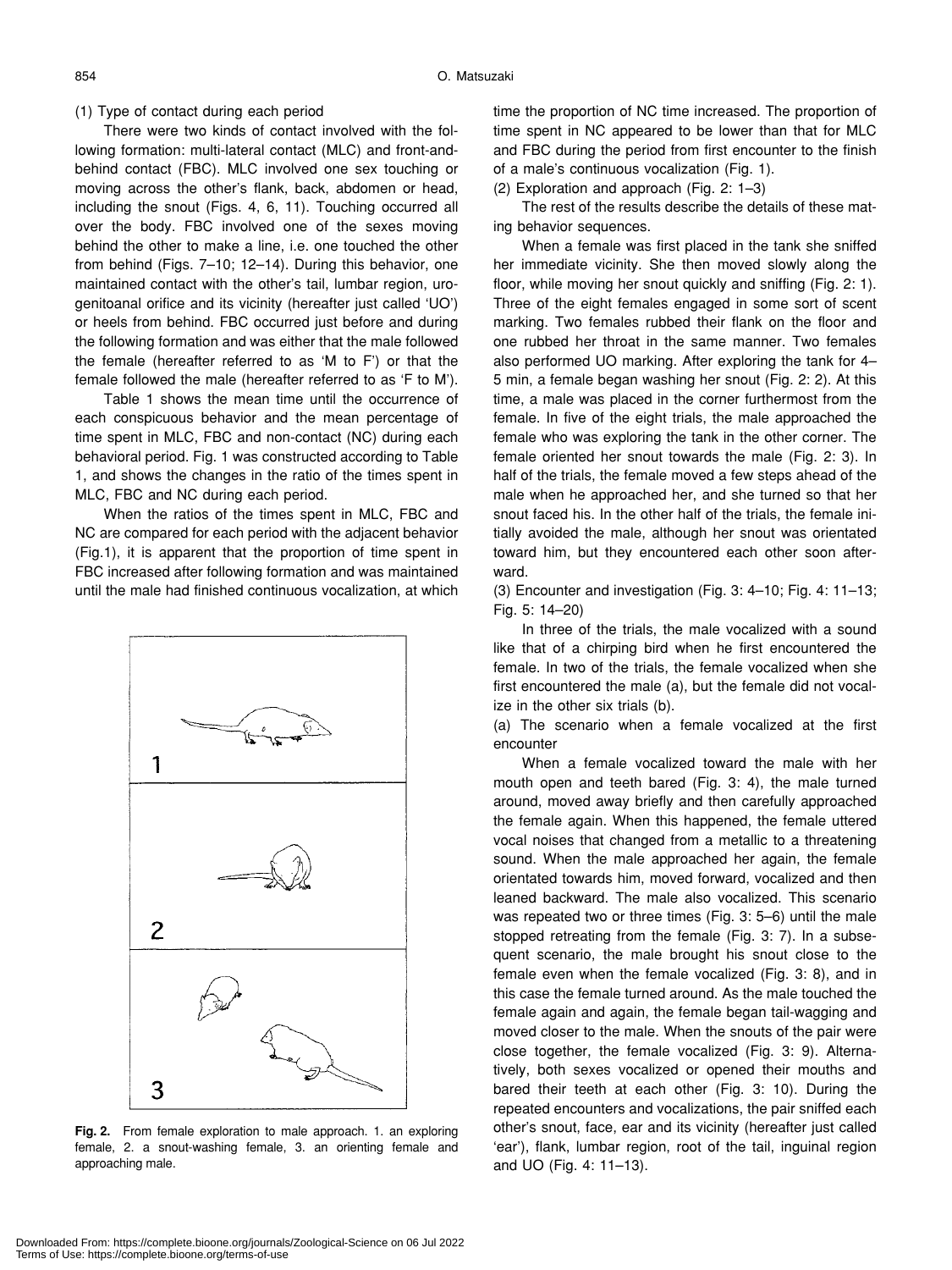(1) Type of contact during each period

There were two kinds of contact involved with the following formation: multi-lateral contact (MLC) and front-and-behind contact (FBC). MLC involved one sex touching or moving across the other's flank, back, abdomen or head, including the snout (Figs. 4, 6, 11). Touching occurred all over the body. FBC involved one of the sexes moving behind the other to make a line, i.e. one touched the other from behind (Figs. 7–10; 12–14). During this behavior, one maintained contact with the other's tail, lumbar region, urogenitoanal orifice and its vicinity (hereafter just called 'UO') or heels from behind. FBC occurred just before and during the following formation and was either that the male followed the female (hereafter referred to as 'M to F') or that the female followed the male (hereafter referred to as 'F to M').

Table 1 shows the mean time until the occurrence of each conspicuous behavior and the mean percentage of time spent in MLC, FBC and non-contact (NC) during each behavioral period. Fig. 1 was constructed according to Table 1, and shows the changes in the ratio of the times spent in MLC, FBC and NC during each period.

When the ratios of the times spent in MLC, FBC and NC are compared for each period with the adjacent behavior (Fig.1), it is apparent that the proportion of time spent in FBC increased after following formation and was maintained until the male had finished continuous vocalization, at which time the proportion of NC time increased. The proportion of time spent in NC appeared to be lower than that for MLC and FBC during the period from first encounter to the finish of a male's continuous vocalization (Fig. 1).

**Fig. 2.** From female exploration to male approach. 1. an exploring female, 2. a snout-washing female, 3. an orienting female and approaching male.

(2) Exploration and approach (Fig. 2: 1–3)

The rest of the results describe the details of these mating behavior sequences.

When a female was first placed in the tank she sniffed her immediate vicinity. She then moved slowly along the floor, while moving her snout quickly and sniffing (Fig. 2: 1). Three of the eight females engaged in some sort of scent marking. Two females rubbed their flank on the floor and one rubbed her throat in the same manner. Two females also performed UO marking. After exploring the tank for 4–5 min, a female began washing her snout (Fig. 2: 2). At this time, a male was placed in the corner furthermost from the female. In five of the eight trials, the male approached the female who was exploring the tank in the other corner. The female oriented her snout towards the male (Fig. 2: 3). In half of the trials, the female moved a few steps ahead of the male when he approached her, and she turned so that her snout faced his. In the other half of the trials, the female initially avoided the male, although her snout was orientated toward him, but they encountered each other soon afterward.

(3) Encounter and investigation (Fig. 3: 4–10; Fig. 4: 11–13; Fig. 5: 14–20)

In three of the trials, the male vocalized with a sound like that of a chirping bird when he first encountered the female. In two of the trials, the female vocalized when she first encountered the male (a), but the female did not vocalize in the other six trials (b).

(a) The scenario when a female vocalized at the first encounter

When a female vocalized toward the male with her mouth open and teeth bared (Fig. 3: 4), the male turned around, moved away briefly and then carefully approached the female again. When this happened, the female uttered vocal noises that changed from a metallic to a threatening sound. When the male approached her again, the female orientated towards him, moved forward, vocalized and then leaned backward. The male also vocalized. This scenario was repeated two or three times (Fig. 3: 5–6) until the male stopped retreating from the female (Fig. 3: 7). In a subsequent scenario, the male brought his snout close to the female even when the female vocalized (Fig. 3: 8), and in this case the female turned around. As the male touched the female again and again, the female began tail-wagging and moved closer to the male. When the snouts of the pair were close together, the female vocalized (Fig. 3: 9). Alternatively, both sexes vocalized or opened their mouths and bared their teeth at each other (Fig. 3: 10). During the repeated encounters and vocalizations, the pair sniffed each other's snout, face, ear and its vicinity (hereafter just called 'ear'), flank, lumbar region, root of the tail, inguinal region and UO (Fig. 4: 11–13).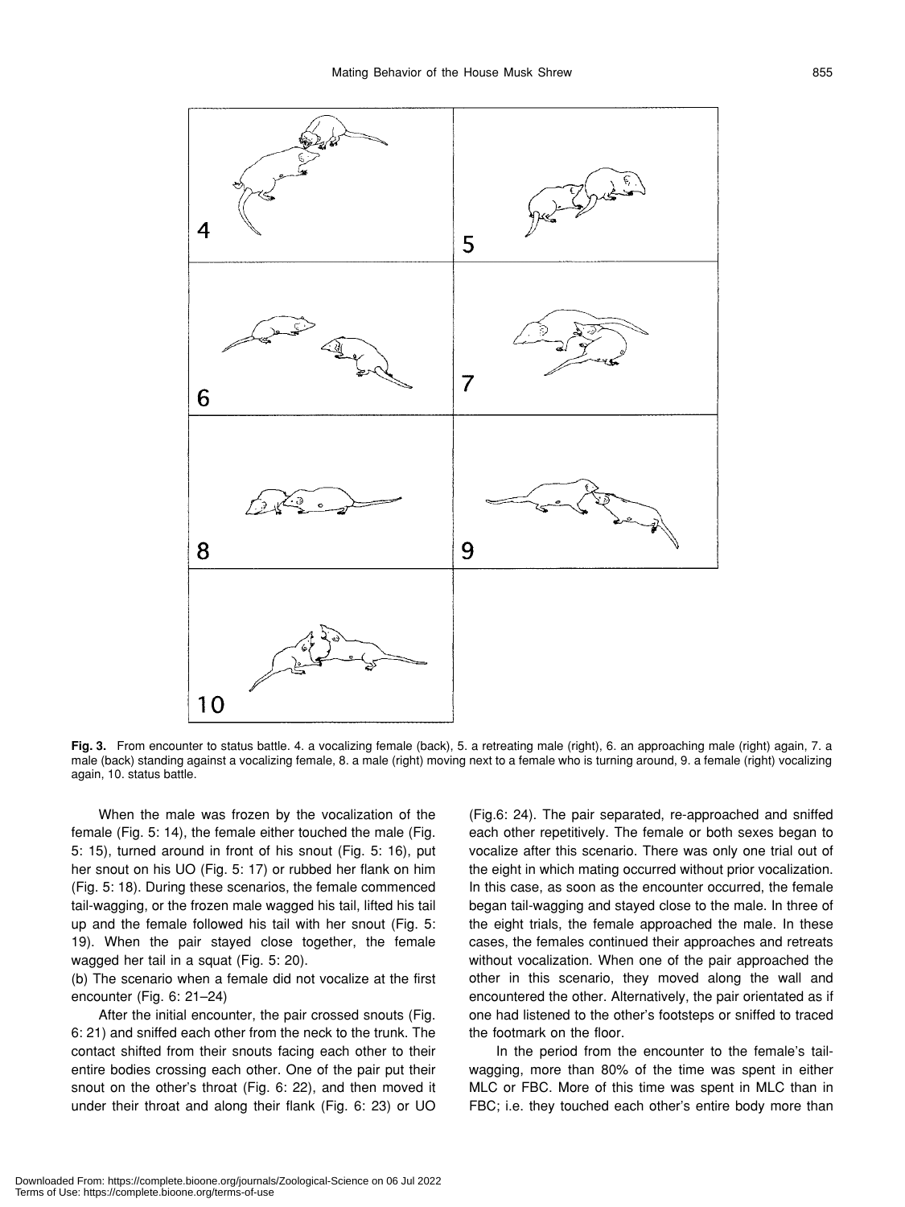**Fig. 3.** From encounter to status battle. 4. a vocalizing female (back), 5. a retreating male (right), 6. an approaching male (right) again, 7. a male (back) standing against a vocalizing female, 8. a male (right) moving next to a female who is turning around, 9. a female (right) vocalizing again, 10. status battle.

When the male was frozen by the vocalization of the female (Fig. 5: 14), the female either touched the male (Fig. 5: 15), turned around in front of his snout (Fig. 5: 16), put her snout on his UO (Fig. 5: 17) or rubbed her flank on him (Fig. 5: 18). During these scenarios, the female commenced tail-wagging, or the frozen male wagged his tail, lifted his tail up and the female followed his tail with her snout (Fig. 5: 19). When the pair stayed close together, the female wagged her tail in a squat (Fig. 5: 20).

(b) The scenario when a female did not vocalize at the first encounter (Fig. 6: 21–24)

After the initial encounter, the pair crossed snouts (Fig. 6: 21) and sniffed each other from the neck to the trunk. The contact shifted from their snouts facing each other to their entire bodies crossing each other. One of the pair put their snout on the other's throat (Fig. 6: 22), and then moved it under their throat and along their flank (Fig. 6: 23) or UO (Fig.6: 24). The pair separated, re-approached and sniffed each other repetitively. The female or both sexes began to vocalize after this scenario. There was only one trial out of the eight in which mating occurred without prior vocalization. In this case, as soon as the encounter occurred, the female began tail-wagging and stayed close to the male. In three of the eight trials, the female approached the male. In these cases, the females continued their approaches and retreats without vocalization. When one of the pair approached the other in this scenario, they moved along the wall and encountered the other. Alternatively, the pair orientated as if one had listened to the other's footsteps or sniffed to traced the footmark on the floor.

In the period from the encounter to the female's tail-wagging, more than 80% of the time was spent in either MLC or FBC. More of this time was spent in MLC than in FBC; i.e. they touched each other's entire body more than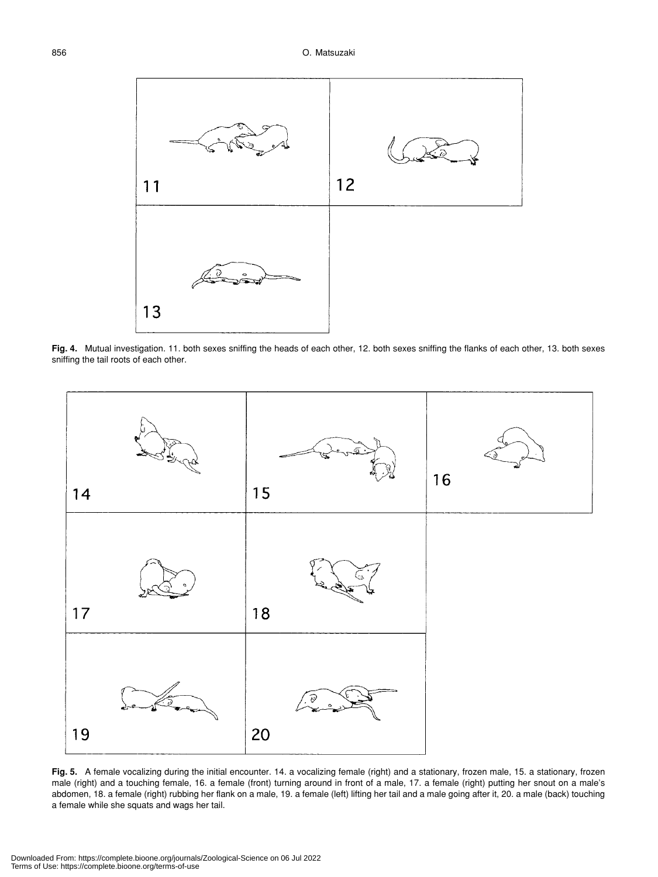**Fig. 4.** Mutual investigation. 11. both sexes sniffing the heads of each other, 12. both sexes sniffing the flanks of each other, 13. both sexes sniffing the tail roots of each other.

**Fig. 5.** A female vocalizing during the initial encounter. 14. a vocalizing female (right) and a stationary, frozen male, 15. a stationary, frozen male (right) and a touching female, 16. a female (front) turning around in front of a male, 17. a female (right) putting her snout on a male's abdomen, 18. a female (right) rubbing her flank on a male, 19. a female (left) lifting her tail and a male going after it, 20. a male (back) touching a female while she squats and wags her tail.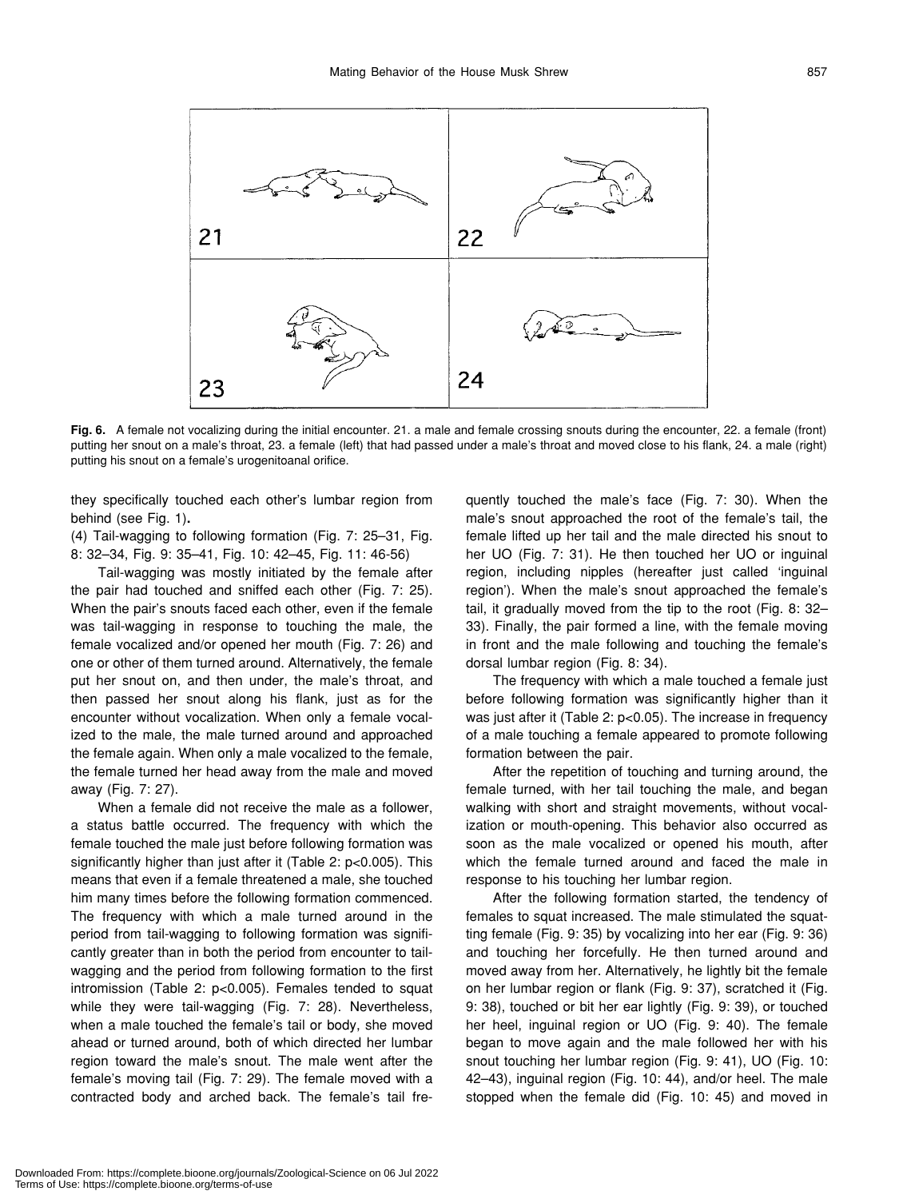**Fig. 6.** A female not vocalizing during the initial encounter. 21. a male and female crossing snouts during the encounter, 22. a female (front) putting her snout on a male's throat, 23. a female (left) that had passed under a male's throat and moved close to his flank, 24. a male (right) putting his snout on a female's urogenitoanal orifice.

they specifically touched each other's lumbar region from behind (see Fig. 1).

(4) Tail-wagging to following formation (Fig. 7: 25–31, Fig. 8: 32–34, Fig. 9: 35–41, Fig. 10: 42–45, Fig. 11: 46-56)

Tail-wagging was mostly initiated by the female after the pair had touched and sniffed each other (Fig. 7: 25). When the pair's snouts faced each other, even if the female was tail-wagging in response to touching the male, the female vocalized and/or opened her mouth (Fig. 7: 26) and one or other of them turned around. Alternatively, the female put her snout on, and then under, the male's throat, and then passed her snout along his flank, just as for the encounter without vocalization. When only a female vocalized to the male, the male turned around and approached the female again. When only a male vocalized to the female, the female turned her head away from the male and moved away (Fig. 7: 27).

When a female did not receive the male as a follower, a status battle occurred. The frequency with which the female touched the male just before following formation was significantly higher than just after it (Table 2: $p<0.005$). This means that even if a female threatened a male, she touched him many times before the following formation commenced. The frequency with which a male turned around in the period from tail-wagging to following formation was significantly greater than in both the period from encounter to tail-wagging and the period from following formation to the first intromission (Table 2: $p<0.005$). Females tended to squat while they were tail-wagging (Fig. 7: 28). Nevertheless, when a male touched the female's tail or body, she moved ahead or turned around, both of which directed her lumbar region toward the male's snout. The male went after the female's moving tail (Fig. 7: 29). The female moved with a contracted body and arched back. The female's tail frequently touched the male's face (Fig. 7: 30). When the male's snout approached the root of the female's tail, the female lifted up her tail and the male directed his snout to her UO (Fig. 7: 31). He then touched her UO or inguinal region, including nipples (hereafter just called 'inguinal region'). When the male's snout approached the female's tail, it gradually moved from the tip to the root (Fig. 8: 32–33). Finally, the pair formed a line, with the female moving in front and the male following and touching the female's dorsal lumbar region (Fig. 8: 34).

The frequency with which a male touched a female just before following formation was significantly higher than it was just after it (Table 2: $p<0.05$). The increase in frequency of a male touching a female appeared to promote following formation between the pair.

After the repetition of touching and turning around, the female turned, with her tail touching the male, and began walking with short and straight movements, without vocalization or mouth-opening. This behavior also occurred as soon as the male vocalized or opened his mouth, after which the female turned around and faced the male in response to his touching her lumbar region.

After the following formation started, the tendency of females to squat increased. The male stimulated the squatting female (Fig. 9: 35) by vocalizing into her ear (Fig. 9: 36) and touching her forcefully. He then turned around and moved away from her. Alternatively, he lightly bit the female on her lumbar region or flank (Fig. 9: 37), scratched it (Fig. 9: 38), touched or bit her ear lightly (Fig. 9: 39), or touched her heel, inguinal region or UO (Fig. 9: 40). The female began to move again and the male followed her with his snout touching her lumbar region (Fig. 9: 41), UO (Fig. 10: 42–43), inguinal region (Fig. 10: 44), and/or heel. The male stopped when the female did (Fig. 10: 45) and moved in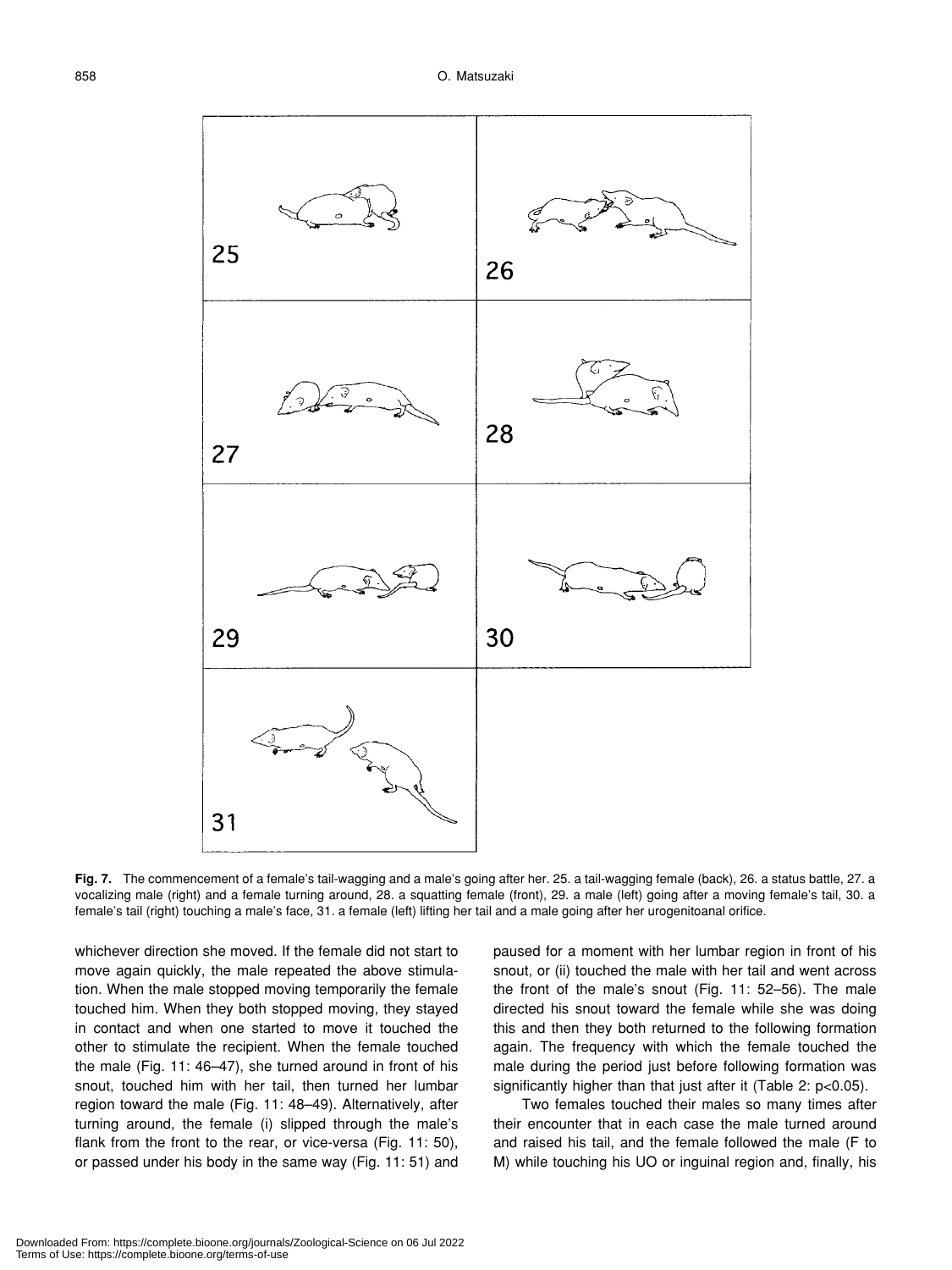**Fig. 7.** The commencement of a female's tail-wagging and a male's going after her. 25. a tail-wagging female (back), 26. a status battle, 27. a vocalizing male (right) and a female turning around, 28. a squatting female (front), 29. a male (left) going after a moving female's tail, 30. a female's tail (right) touching a male's face, 31. a female (left) lifting her tail and a male going after her urogenitoanal orifice.

whichever direction she moved. If the female did not start to move again quickly, the male repeated the above stimulation. When the male stopped moving temporarily the female touched him. When they both stopped moving, they stayed in contact and when one started to move it touched the other to stimulate the recipient. When the female touched the male (Fig. 11: 46–47), she turned around in front of his snout, touched him with her tail, then turned her lumbar region toward the male (Fig. 11: 48–49). Alternatively, after turning around, the female (i) slipped through the male's flank from the front to the rear, or vice-versa (Fig. 11: 50), or passed under his body in the same way (Fig. 11: 51) and paused for a moment with her lumbar region in front of his snout, or (ii) touched the male with her tail and went across the front of the male's snout (Fig. 11: 52–56). The male directed his snout toward the female while she was doing this and then they both returned to the following formation again. The frequency with which the female touched the male during the period just before following formation was significantly higher than that just after it (Table 2: $p<0.05$).

Two females touched their males so many times after their encounter that in each case the male turned around and raised his tail, and the female followed the male (F to M) while touching his UO or inguinal region and, finally, his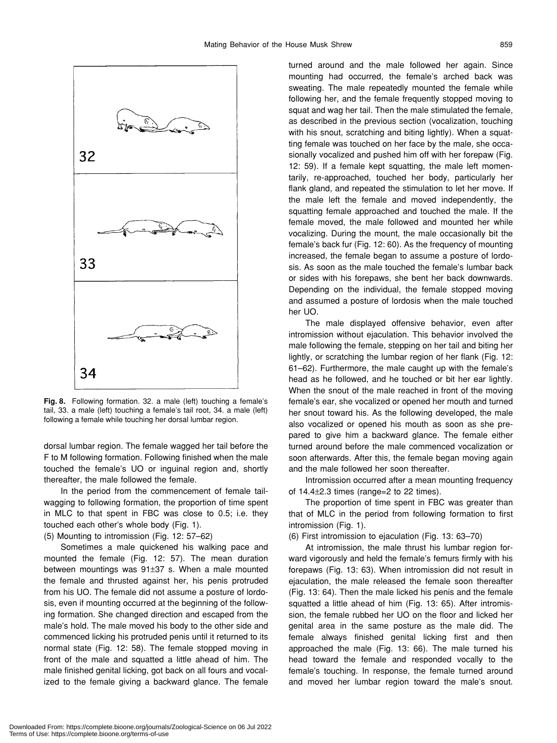**Fig. 8.** Following formation. 32. a male (left) touching a female's tail, 33. a male (left) touching a female's tail root, 34. a male (left) following a female while touching her dorsal lumbar region.

dorsal lumbar region. The female wagged her tail before the F to M following formation. Following finished when the male touched the female's UO or inguinal region and, shortly thereafter, the male followed the female.

In the period from the commencement of female tail-wagging to following formation, the proportion of time spent in MLC to that spent in FBC was close to 0.5; i.e. they touched each other's whole body (Fig. 1).

(5) Mounting to intromission (Fig. 12: 57–62)

Sometimes a male quickened his walking pace and mounted the female (Fig. 12: 57). The mean duration between mountings was 91±37 s. When a male mounted the female and thrusted against her, his penis protruded from his UO. The female did not assume a posture of lordosis, even if mounting occurred at the beginning of the following formation. She changed direction and escaped from the male's hold. The male moved his body to the other side and commenced licking his protruded penis until it returned to its normal state (Fig. 12: 58). The female stopped moving in front of the male and squatted a little ahead of him. The male finished genital licking, got back on all fours and vocalized to the female giving a backward glance. The female turned around and the male followed her again. Since mounting had occurred, the female's arched back was sweating. The male repeatedly mounted the female while following her, and the female frequently stopped moving to squat and wag her tail. Then the male stimulated the female, as described in the previous section (vocalization, touching with his snout, scratching and biting lightly). When a squatting female was touched on her face by the male, she occasionally vocalized and pushed him off with her forepaw (Fig. 12: 59). If a female kept squatting, the male left momentarily, re-approached, touched her body, particularly her flank gland, and repeated the stimulation to let her move. If the male left the female and moved independently, the squatting female approached and touched the male. If the female moved, the male followed and mounted her while vocalizing. During the mount, the male occasionally bit the female's back fur (Fig. 12: 60). As the frequency of mounting increased, the female began to assume a posture of lordosis. As soon as the male touched the female's lumbar back or sides with his forepaws, she bent her back downwards. Depending on the individual, the female stopped moving and assumed a posture of lordosis when the male touched her UO.

The male displayed offensive behavior, even after intromission without ejaculation. This behavior involved the male following the female, stepping on her tail and biting her lightly, or scratching the lumbar region of her flank (Fig. 12: 61–62). Furthermore, the male caught up with the female's head as he followed, and he touched or bit her ear lightly. When the snout of the male reached in front of the moving female's ear, she vocalized or opened her mouth and turned her snout toward his. As the following developed, the male also vocalized or opened his mouth as soon as she prepared to give him a backward glance. The female either turned around before the male commenced vocalization or soon afterwards. After this, the female began moving again and the male followed her soon thereafter.

Intromission occurred after a mean mounting frequency of 14.4±2.3 times (range=2 to 22 times).

The proportion of time spent in FBC was greater than that of MLC in the period from following formation to first intromission (Fig. 1).

(6) First intromission to ejaculation (Fig. 13: 63–70)

At intromission, the male thrust his lumbar region forward vigorously and held the female's femurs firmly with his forepaws (Fig. 13: 63). When intromission did not result in ejaculation, the male released the female soon thereafter (Fig. 13: 64). Then the male licked his penis and the female squatted a little ahead of him (Fig. 13: 65). After intromission, the female rubbed her UO on the floor and licked her genital area in the same posture as the male did. The female always finished genital licking first and then approached the male (Fig. 13: 66). The male turned his head toward the female and responded vocally to the female's touching. In response, the female turned around and moved her lumbar region toward the male's snout.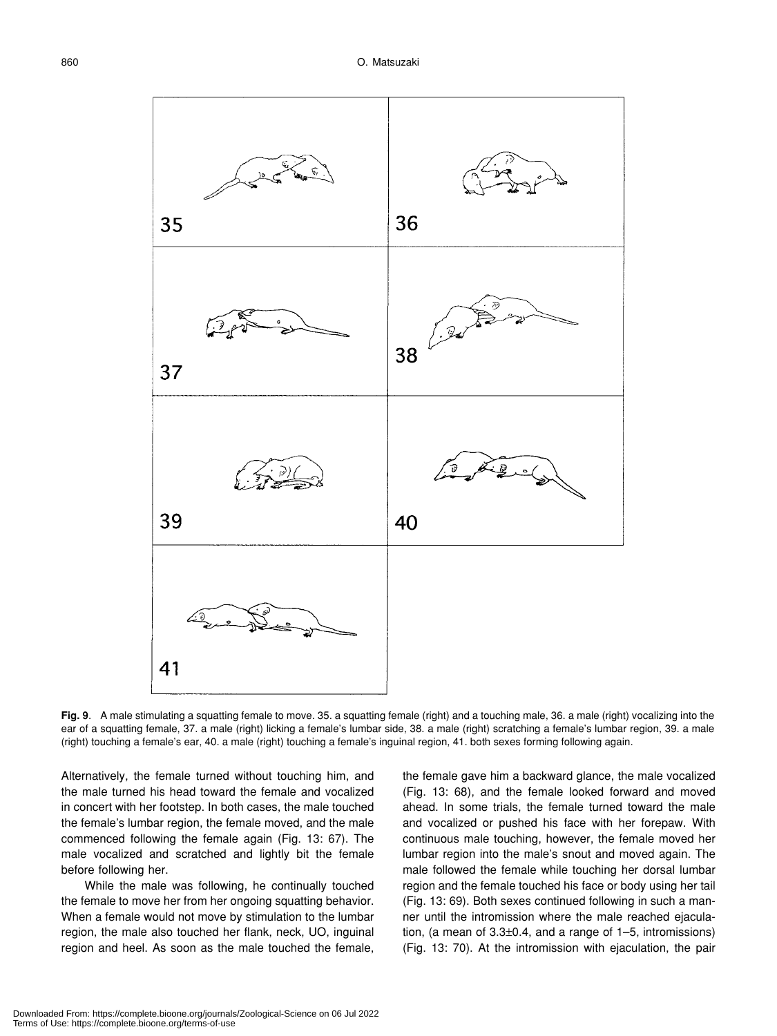**Fig. 9**. A male stimulating a squatting female to move. 35. a squatting female (right) and a touching male, 36. a male (right) vocalizing into the ear of a squatting female, 37. a male (right) licking a female's lumbar side, 38. a male (right) scratching a female's lumbar region, 39. a male (right) touching a female's ear, 40. a male (right) touching a female's inguinal region, 41. both sexes forming following again.

Alternatively, the female turned without touching him, and the male turned his head toward the female and vocalized in concert with her footstep. In both cases, the male touched the female's lumbar region, the female moved, and the male commenced following the female again (Fig. 13: 67). The male vocalized and scratched and lightly bit the female before following her.

While the male was following, he continually touched the female to move her from her ongoing squatting behavior. When a female would not move by stimulation to the lumbar region, the male also touched her flank, neck, UO, inguinal region and heel. As soon as the male touched the female, the female gave him a backward glance, the male vocalized (Fig. 13: 68), and the female looked forward and moved ahead. In some trials, the female turned toward the male and vocalized or pushed his face with her forepaw. With continuous male touching, however, the female moved her lumbar region into the male's snout and moved again. The male followed the female while touching her dorsal lumbar region and the female touched his face or body using her tail (Fig. 13: 69). Both sexes continued following in such a manner until the intromission where the male reached ejaculation, (a mean of 3.3±0.4, and a range of 1–5, intromissions) (Fig. 13: 70). At the intromission with ejaculation, the pair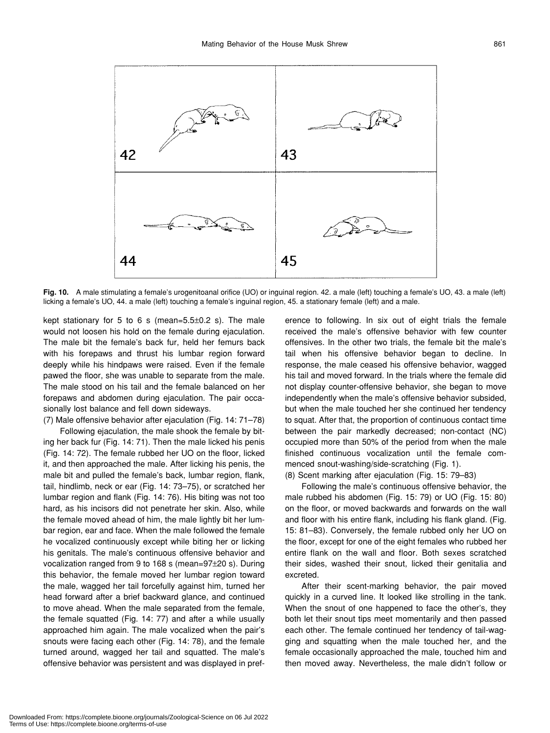**Fig. 10.** A male stimulating a female's urogenitoanal orifice (UO) or inguinal region. 42. a male (left) touching a female's UO, 43. a male (left) licking a female's UO, 44. a male (left) touching a female's inguinal region, 45. a stationary female (left) and a male.

kept stationary for 5 to 6 s (mean=5.5±0.2 s). The male would not loosen his hold on the female during ejaculation. The male bit the female's back fur, held her femurs back with his forepaws and thrust his lumbar region forward deeply while his hindpaws were raised. Even if the female pawed the floor, she was unable to separate from the male. The male stood on his tail and the female balanced on her forepaws and abdomen during ejaculation. The pair occasionally lost balance and fell down sideways.

(7) Male offensive behavior after ejaculation (Fig. 14: 71–78)

Following ejaculation, the male shook the female by biting her back fur (Fig. 14: 71). Then the male licked his penis (Fig. 14: 72). The female rubbed her UO on the floor, licked it, and then approached the male. After licking his penis, the male bit and pulled the female's back, lumbar region, flank, tail, hindlimb, neck or ear (Fig. 14: 73–75), or scratched her lumbar region and flank (Fig. 14: 76). His biting was not too hard, as his incisors did not penetrate her skin. Also, while the female moved ahead of him, the male lightly bit her lumbar region, ear and face. When the male followed the female he vocalized continuously except while biting her or licking his genitals. The male's continuous offensive behavior and vocalization ranged from 9 to 168 s (mean=97±20 s). During this behavior, the female moved her lumbar region toward the male, wagged her tail forcefully against him, turned her head forward after a brief backward glance, and continued to move ahead. When the male separated from the female, the female squatted (Fig. 14: 77) and after a while usually approached him again. The male vocalized when the pair's snouts were facing each other (Fig. 14: 78), and the female turned around, wagged her tail and squatted. The male's offensive behavior was persistent and was displayed in preference to following. In six out of eight trials the female received the male's offensive behavior with few counter offensives. In the other two trials, the female bit the male's tail when his offensive behavior began to decline. In response, the male ceased his offensive behavior, wagged his tail and moved forward. In the trials where the female did not display counter-offensive behavior, she began to move independently when the male's offensive behavior subsided, but when the male touched her she continued her tendency to squat. After that, the proportion of continuous contact time between the pair markedly decreased; non-contact (NC) occupied more than 50% of the period from when the male finished continuous vocalization until the female commenced snout-washing/side-scratching (Fig. 1).

(8) Scent marking after ejaculation (Fig. 15: 79–83)

Following the male's continuous offensive behavior, the male rubbed his abdomen (Fig. 15: 79) or UO (Fig. 15: 80) on the floor, or moved backwards and forwards on the wall and floor with his entire flank, including his flank gland. (Fig. 15: 81–83). Conversely, the female rubbed only her UO on the floor, except for one of the eight females who rubbed her entire flank on the wall and floor. Both sexes scratched their sides, washed their snout, licked their genitalia and excreted.

After their scent-marking behavior, the pair moved quickly in a curved line. It looked like strolling in the tank. When the snout of one happened to face the other's, they both let their snout tips meet momentarily and then passed each other. The female continued her tendency of tail-wagging and squatting when the male touched her, and the female occasionally approached the male, touched him and then moved away. Nevertheless, the male didn't follow or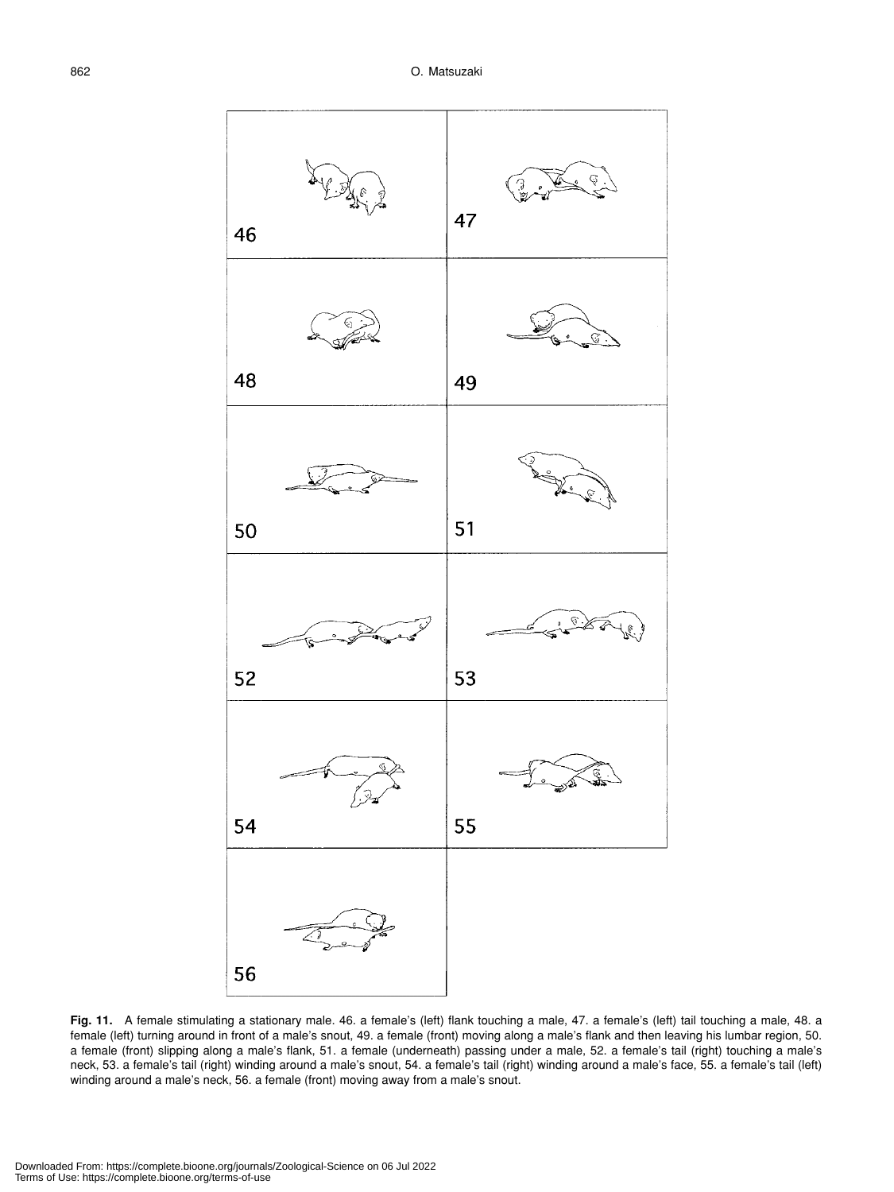46

47

48

49

50

51

52

53

54

55

56

**Fig. 11.** A female stimulating a stationary male. 46. a female's (left) flank touching a male, 47. a female's (left) tail touching a male, 48. a female (left) turning around in front of a male's snout, 49. a female (front) moving along a male's flank and then leaving his lumbar region, 50. a female (front) slipping along a male's flank, 51. a female (underneath) passing under a male, 52. a female's tail (right) touching a male's neck, 53. a female's tail (right) winding around a male's snout, 54. a female's tail (right) winding around a male's face, 55. a female's tail (left) winding around a male's neck, 56. a female (front) moving away from a male's snout.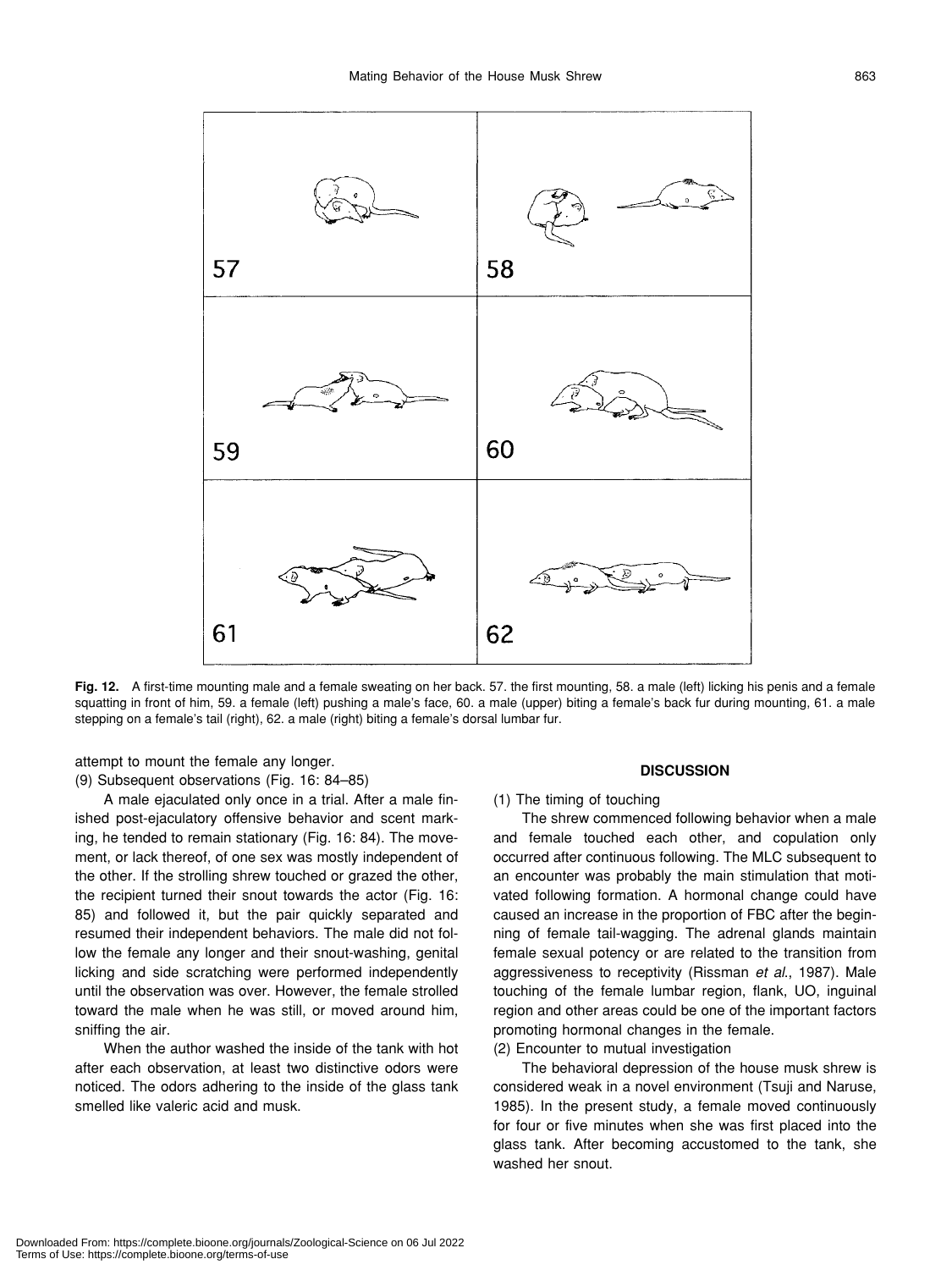**Fig. 12.** A first-time mounting male and a female sweating on her back. 57. the first mounting, 58. a male (left) licking his penis and a female squatting in front of him, 59. a female (left) pushing a male's face, 60. a male (upper) biting a female's back fur during mounting, 61. a male stepping on a female's tail (right), 62. a male (right) biting a female's dorsal lumbar fur.

attempt to mount the female any longer.

(9) Subsequent observations (Fig. 16: 84–85)

A male ejaculated only once in a trial. After a male finished post-ejaculatory offensive behavior and scent marking, he tended to remain stationary (Fig. 16: 84). The movement, or lack thereof, of one sex was mostly independent of the other. If the strolling shrew touched or grazed the other, the recipient turned their snout towards the actor (Fig. 16: 85) and followed it, but the pair quickly separated and resumed their independent behaviors. The male did not follow the female any longer and their snout-washing, genital licking and side scratching were performed independently until the observation was over. However, the female strolled toward the male when he was still, or moved around him, sniffing the air.

When the author washed the inside of the tank with hot after each observation, at least two distinctive odors were noticed. The odors adhering to the inside of the glass tank smelled like valeric acid and musk.

## DISCUSSION

(1) The timing of touching

The shrew commenced following behavior when a male and female touched each other, and copulation only occurred after continuous following. The MLC subsequent to an encounter was probably the main stimulation that motivated following formation. A hormonal change could have caused an increase in the proportion of FBC after the beginning of female tail-wagging. The adrenal glands maintain female sexual potency or are related to the transition from aggressiveness to receptivity (Rissman *et al.*, 1987). Male touching of the female lumbar region, flank, UO, inguinal region and other areas could be one of the important factors promoting hormonal changes in the female.

(2) Encounter to mutual investigation

The behavioral depression of the house musk shrew is considered weak in a novel environment (Tsuji and Naruse, 1985). In the present study, a female moved continuously for four or five minutes when she was first placed into the glass tank. After becoming accustomed to the tank, she washed her snout.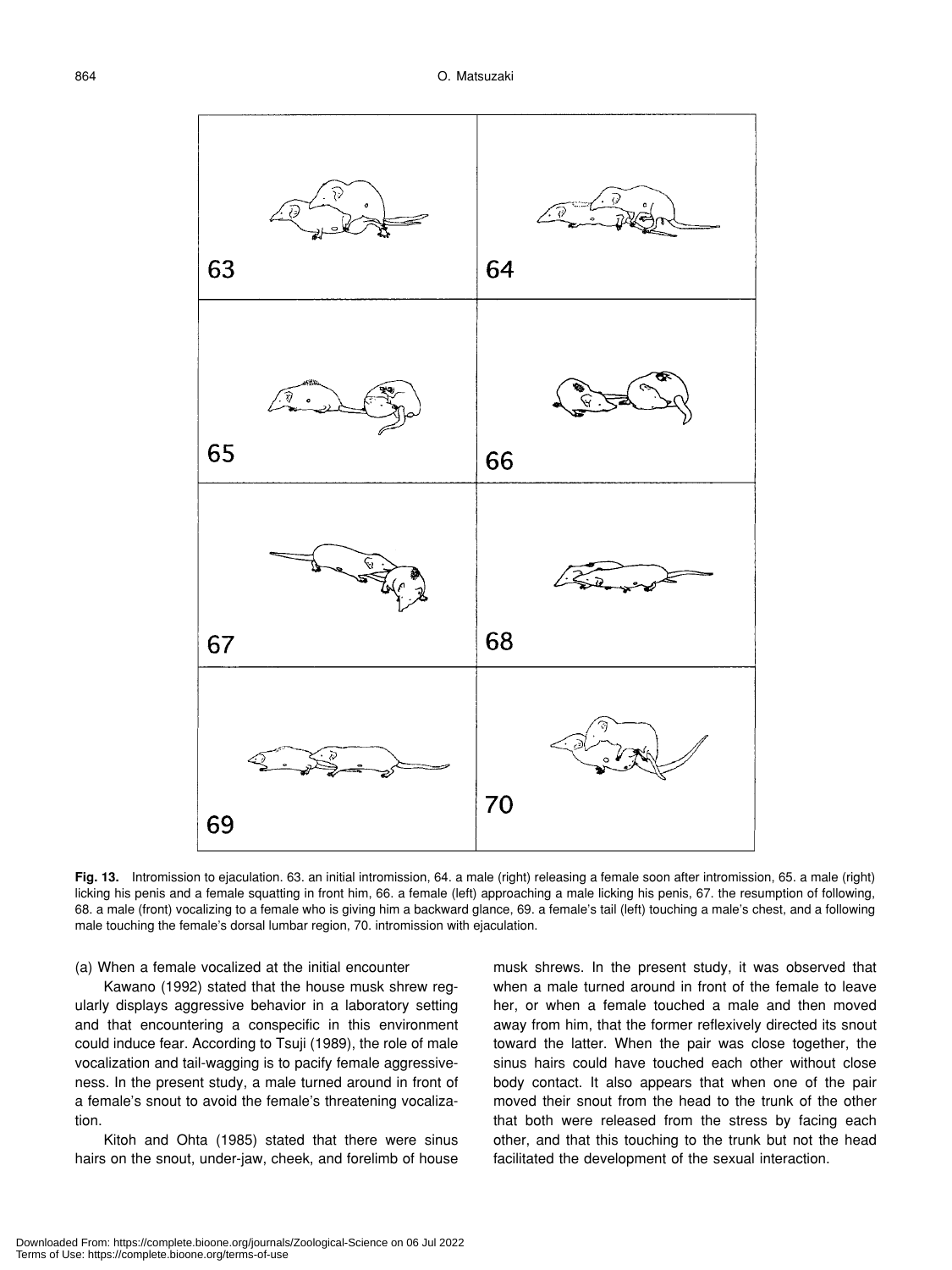**Fig. 13.** Intromission to ejaculation. 63. an initial intromission, 64. a male (right) releasing a female soon after intromission, 65. a male (right) licking his penis and a female squatting in front him, 66. a female (left) approaching a male licking his penis, 67. the resumption of following, 68. a male (front) vocalizing to a female who is giving him a backward glance, 69. a female's tail (left) touching a male's chest, and a following male touching the female's dorsal lumbar region, 70. intromission with ejaculation.

(a) When a female vocalized at the initial encounter

Kawano (1992) stated that the house musk shrew regularly displays aggressive behavior in a laboratory setting and that encountering a conspecific in this environment could induce fear. According to Tsuji (1989), the role of male vocalization and tail-wagging is to pacify female aggressiveness. In the present study, a male turned around in front of a female's snout to avoid the female's threatening vocalization.

Kitoh and Ohta (1985) stated that there were sinus hairs on the snout, under-jaw, cheek, and forelimb of house musk shrews. In the present study, it was observed that when a male turned around in front of the female to leave her, or when a female touched a male and then moved away from him, that the former reflexively directed its snout toward the latter. When the pair was close together, the sinus hairs could have touched each other without close body contact. It also appears that when one of the pair moved their snout from the head to the trunk of the other that both were released from the stress by facing each other, and that this touching to the trunk but not the head facilitated the development of the sexual interaction.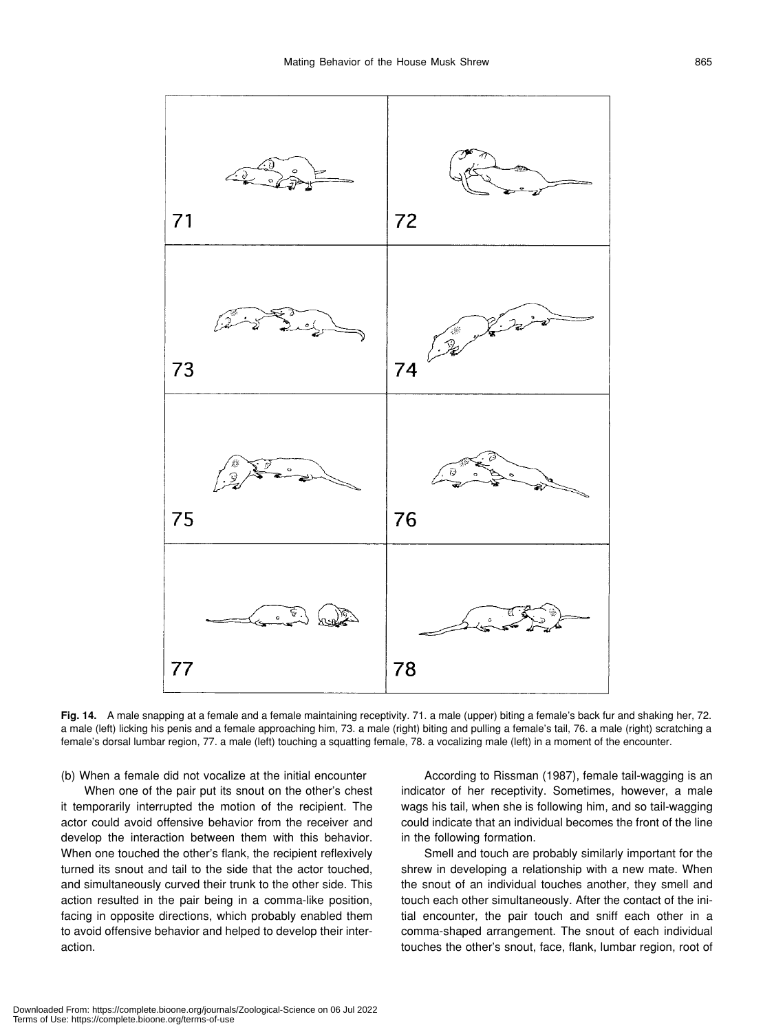**Fig. 14.** A male snapping at a female and a female maintaining receptivity. 71. a male (upper) biting a female's back fur and shaking her, 72. a male (left) licking his penis and a female approaching him, 73. a male (right) biting and pulling a female's tail, 76. a male (right) scratching a female's dorsal lumbar region, 77. a male (left) touching a squatting female, 78. a vocalizing male (left) in a moment of the encounter.

(b) When a female did not vocalize at the initial encounter

When one of the pair put its snout on the other's chest it temporarily interrupted the motion of the recipient. The actor could avoid offensive behavior from the receiver and develop the interaction between them with this behavior. When one touched the other's flank, the recipient reflexively turned its snout and tail to the side that the actor touched, and simultaneously curved their trunk to the other side. This action resulted in the pair being in a comma-like position, facing in opposite directions, which probably enabled them to avoid offensive behavior and helped to develop their interaction.

According to Rissman (1987), female tail-wagging is an indicator of her receptivity. Sometimes, however, a male wags his tail, when she is following him, and so tail-wagging could indicate that an individual becomes the front of the line in the following formation.

Smell and touch are probably similarly important for the shrew in developing a relationship with a new mate. When the snout of an individual touches another, they smell and touch each other simultaneously. After the contact of the initial encounter, the pair touch and sniff each other in a comma-shaped arrangement. The snout of each individual touches the other's snout, face, flank, lumbar region, root of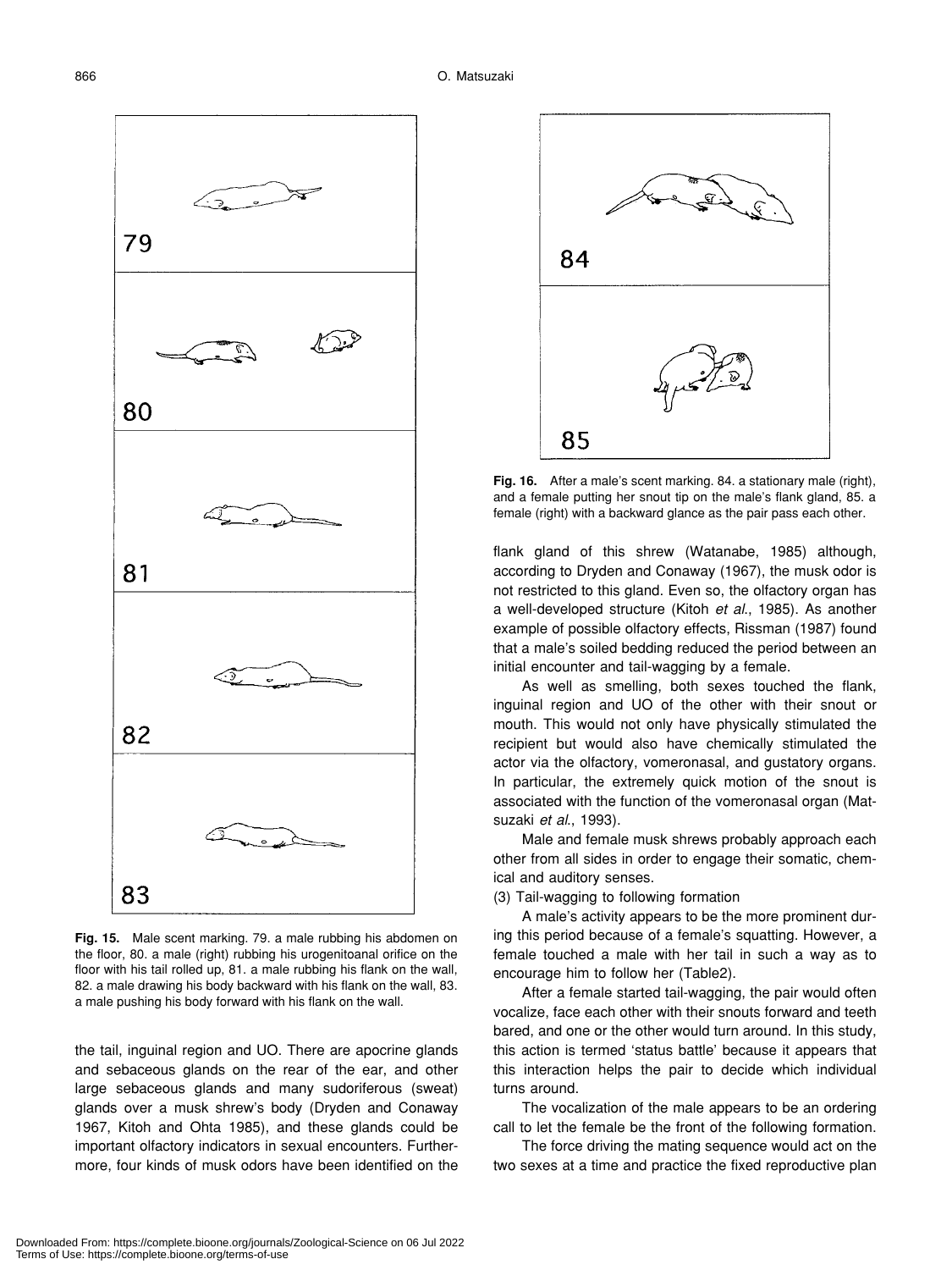**Fig. 15.** Male scent marking. 79. a male rubbing his abdomen on the floor, 80. a male (right) rubbing his urogenitoanal orifice on the floor with his tail rolled up, 81. a male rubbing his flank on the wall, 82. a male drawing his body backward with his flank on the wall, 83. a male pushing his body forward with his flank on the wall.

**Fig. 16.** After a male's scent marking. 84. a stationary male (right), and a female putting her snout tip on the male's flank gland, 85. a female (right) with a backward glance as the pair pass each other.

the tail, inguinal region and UO. There are apocrine glands and sebaceous glands on the rear of the ear, and other large sebaceous glands and many sudoriferous (sweat) glands over a musk shrew's body (Dryden and Conaway 1967, Kitoh and Ohta 1985), and these glands could be important olfactory indicators in sexual encounters. Furthermore, four kinds of musk odors have been identified on the flank gland of this shrew (Watanabe, 1985) although, according to Dryden and Conaway (1967), the musk odor is not restricted to this gland. Even so, the olfactory organ has a well-developed structure (Kitoh *et al.*, 1985). As another example of possible olfactory effects, Rissman (1987) found that a male's soiled bedding reduced the period between an initial encounter and tail-wagging by a female.

As well as smelling, both sexes touched the flank, inguinal region and UO of the other with their snout or mouth. This would not only have physically stimulated the recipient but would also have chemically stimulated the actor via the olfactory, vomeronasal, and gustatory organs. In particular, the extremely quick motion of the snout is associated with the function of the vomeronasal organ (Matsuzaki *et al.*, 1993).

Male and female musk shrews probably approach each other from all sides in order to engage their somatic, chemical and auditory senses.

(3) Tail-wagging to following formation

A male's activity appears to be the more prominent during this period because of a female's squatting. However, a female touched a male with her tail in such a way as to encourage him to follow her (Table2).

After a female started tail-wagging, the pair would often vocalize, face each other with their snouts forward and teeth bared, and one or the other would turn around. In this study, this action is termed 'status battle' because it appears that this interaction helps the pair to decide which individual turns around.

The vocalization of the male appears to be an ordering call to let the female be the front of the following formation.

The force driving the mating sequence would act on the two sexes at a time and practice the fixed reproductive plan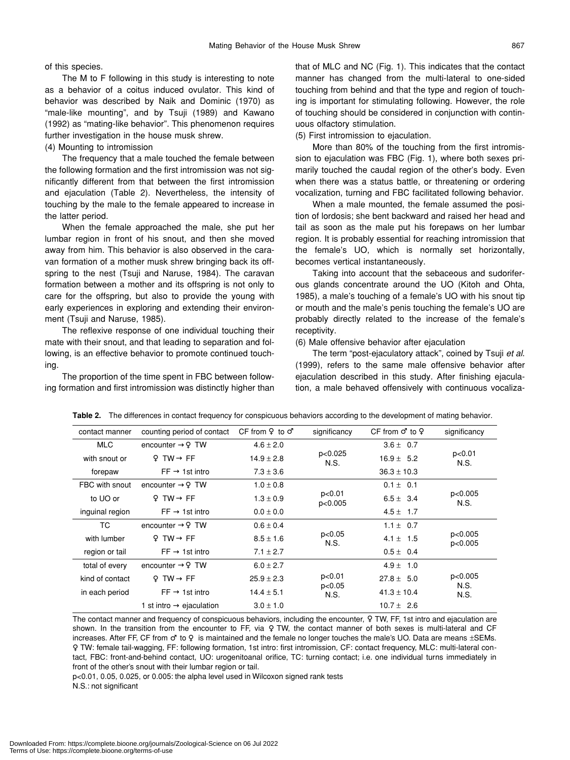of this species.

The M to F following in this study is interesting to note as a behavior of a coitus induced ovulator. This kind of behavior was described by Naik and Dominic (1970) as "male-like mounting", and by Tsuji (1989) and Kawano (1992) as "mating-like behavior". This phenomenon requires further investigation in the house musk shrew.

(4) Mounting to intromission

The frequency that a male touched the female between the following formation and the first intromission was not significantly different from that between the first intromission and ejaculation (Table 2). Nevertheless, the intensity of touching by the male to the female appeared to increase in the latter period.

When the female approached the male, she put her lumbar region in front of his snout, and then she moved away from him. This behavior is also observed in the caravan formation of a mother musk shrew bringing back its offspring to the nest (Tsuji and Naruse, 1984). The caravan formation between a mother and its offspring is not only to care for the offspring, but also to provide the young with early experiences in exploring and extending their environment (Tsuji and Naruse, 1985).

The reflexive response of one individual touching their mate with their snout, and that leading to separation and following, is an effective behavior to promote continued touching.

The proportion of the time spent in FBC between following formation and first intromission was distinctly higher than that of MLC and NC (Fig. 1). This indicates that the contact manner has changed from the multi-lateral to one-sided touching from behind and that the type and region of touching is important for stimulating following. However, the role of touching should be considered in conjunction with continuous olfactory stimulation.

(5) First intromission to ejaculation.

More than 80% of the touching from the first intromission to ejaculation was FBC (Fig. 1), where both sexes primarily touched the caudal region of the other's body. Even when there was a status battle, or threatening or ordering vocalization, turning and FBC facilitated following behavior.

When a male mounted, the female assumed the position of lordosis; she bent backward and raised her head and tail as soon as the male put his forepaws on her lumbar region. It is probably essential for reaching intromission that the female's UO, which is normally set horizontally, becomes vertical instantaneously.

Taking into account that the sebaceous and sudoriferous glands concentrate around the UO (Kitoh and Ohta, 1985), a male's touching of a female's UO with his snout tip or mouth and the male's penis touching the female's UO are probably directly related to the increase of the female's receptivity.

(6) Male offensive behavior after ejaculation

The term "post-ejaculatory attack", coined by Tsuji *et al.* (1999), refers to the same male offensive behavior after ejaculation described in this study. After finishing ejaculation, a male behaved offensively with continuous vocaliza-

**Table 2.** The differences in contact frequency for conspicuous behaviors according to the development of mating behavior.

| contact manner | counting period of contact | CF from ♀ to ♂ | significancy | CF from ♂ to ♀ | significancy |
|---|---|---|---|---|---|
| MLC | encounter → ♀ TW | 4.6 ± 2.0 | | 3.6 ± 0.7 | |
| with snout or | ♀ TW → FF | 14.9 ± 2.8 | p<0.025 | 16.9 ± 5.2 | p<0.01 |
| forepaw | FF → 1st intro | 7.3 ± 3.6 | N.S. | 36.3 ± 10.3 | N.S. |
| FBC with snout | encounter → ♀ TW | 1.0 ± 0.8 | | 0.1 ± 0.1 | |
| to UO or | ♀ TW → FF | 1.3 ± 0.9 | p<0.01 | 6.5 ± 3.4 | p<0.005 |
| inguinal region | FF → 1st intro | 0.0 ± 0.0 | p<0.005 | 4.5 ± 1.7 | N.S. |
| TC | encounter → ♀ TW | 0.6 ± 0.4 | | 1.1 ± 0.7 | |
| with lumber | ♀ TW → FF | 8.5 ± 1.6 | p<0.05 | 4.1 ± 1.5 | p<0.005 |
| region or tail | FF → 1st intro | 7.1 ± 2.7 | N.S. | 0.5 ± 0.4 | p<0.005 |
| total of every | encounter → ♀ TW | 6.0 ± 2.7 | | 4.9 ± 1.0 | |
| kind of contact | ♀ TW → FF | 25.9 ± 2.3 | p<0.01 | 27.8 ± 5.0 | p<0.005 |
| in each period | FF → 1st intro | 14.4 ± 5.1 | p<0.05 | 41.3 ± 10.4 | N.S. |
| | 1 st intro → ejaculation | 3.0 ± 1.0 | N.S. | 10.7 ± 2.6 | N.S. |

The contact manner and frequency of conspicuous behaviors, including the encounter, ♀ TW, FF, 1st intro and ejaculation are shown. In the transition from the encounter to FF, via ♀ TW, the contact manner of both sexes is multi-lateral and CF increases. After FF, CF from ♂ to ♀ is maintained and the female no longer touches the male's UO. Data are means ±SEMs. ♀ TW: female tail-wagging, FF: following formation, 1st intro: first intromission, CF: contact frequency, MLC: multi-lateral contact, FBC: front-and-behind contact, UO: urogenitoanal orifice, TC: turning contact; i.e. one individual turns immediately in front of the other's snout with their lumbar region or tail.

p<0.01, 0.05, 0.025, or 0.005: the alpha level used in Wilcoxon signed rank tests

N.S.: not significant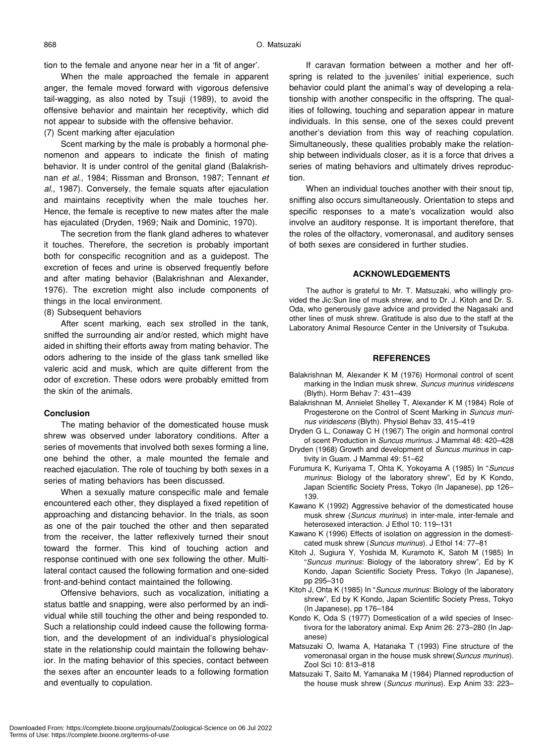tion to the female and anyone near her in a 'fit of anger'.

When the male approached the female in apparent anger, the female moved forward with vigorous defensive tail-wagging, as also noted by Tsuji (1989), to avoid the offensive behavior and maintain her receptivity, which did not appear to subside with the offensive behavior.

(7) Scent marking after ejaculation

Scent marking by the male is probably a hormonal phenomenon and appears to indicate the finish of mating behavior. It is under control of the genital gland (Balakrishnan *et al.*, 1984; Rissman and Bronson, 1987; Tennant *et al.*, 1987). Conversely, the female squats after ejaculation and maintains receptivity when the male touches her. Hence, the female is receptive to new mates after the male has ejaculated (Dryden, 1969; Naik and Dominic, 1970).

The secretion from the flank gland adheres to whatever it touches. Therefore, the secretion is probably important both for conspecific recognition and as a guidepost. The excretion of feces and urine is observed frequently before and after mating behavior (Balakrishnan and Alexander, 1976). The excretion might also include components of things in the local environment.

(8) Subsequent behaviors

After scent marking, each sex strolled in the tank, sniffed the surrounding air and/or rested, which might have aided in shifting their efforts away from mating behavior. The odors adhering to the inside of the glass tank smelled like valeric acid and musk, which are quite different from the odor of excretion. These odors were probably emitted from the skin of the animals.

#### Conclusion

The mating behavior of the domesticated house musk shrew was observed under laboratory conditions. After a series of movements that involved both sexes forming a line, one behind the other, a male mounted the female and reached ejaculation. The role of touching by both sexes in a series of mating behaviors has been discussed.

When a sexually mature conspecific male and female encountered each other, they displayed a fixed repetition of approaching and distancing behavior. In the trials, as soon as one of the pair touched the other and then separated from the receiver, the latter reflexively turned their snout toward the former. This kind of touching action and response continued with one sex following the other. Multilateral contact caused the following formation and one-sided front-and-behind contact maintained the following.

Offensive behaviors, such as vocalization, initiating a status battle and snapping, were also performed by an individual while still touching the other and being responded to. Such a relationship could indeed cause the following formation, and the development of an individual's physiological state in the relationship could maintain the following behavior. In the mating behavior of this species, contact between the sexes after an encounter leads to a following formation and eventually to copulation.

If caravan formation between a mother and her offspring is related to the juveniles' initial experience, such behavior could plant the animal's way of developing a relationship with another conspecific in the offspring. The qualities of following, touching and separation appear in mature individuals. In this sense, one of the sexes could prevent another's deviation from this way of reaching copulation. Simultaneously, these qualities probably make the relationship between individuals closer, as it is a force that drives a series of mating behaviors and ultimately drives reproduction.

When an individual touches another with their snout tip, sniffing also occurs simultaneously. Orientation to steps and specific responses to a mate's vocalization would also involve an auditory response. It is important therefore, that the roles of the olfactory, vomeronasal, and auditory senses of both sexes are considered in further studies.

## ACKNOWLEDGEMENTS

The author is grateful to Mr. T. Matsuzaki, who willingly provided the Jic:Sun line of musk shrew, and to Dr. J. Kitoh and Dr. S. Oda, who generously gave advice and provided the Nagasaki and other lines of musk shrew. Gratitude is also due to the staff at the Laboratory Animal Resource Center in the University of Tsukuba.

## REFERENCES

Balakrishnan M, Alexander K M (1976) Hormonal control of scent marking in the Indian musk shrew, *Suncus murinus viridescens* (Blyth). Horm Behav 7: 431–439

Balakrishnan M, Annielet Shelley T, Alexander K M (1984) Role of Progesterone on the Control of Scent Marking in *Suncus murinus viridescens* (Blyth). Physiol Behav 33, 415–419

Dryden G L, Conaway C H (1967) The origin and hormonal control of scent Production in *Suncus murinus*. J Mammal 48: 420–428

Dryden (1968) Growth and development of *Suncus murinus* in captivity in Guam. J Mammal 49: 51–62

Furumura K, Kuriyama T, Ohta K, Yokoyama A (1985) In "*Suncus murinus*: Biology of the laboratory shrew", Ed by K Kondo, Japan Scientific Society Press, Tokyo (In Japanese), pp 126–139.

Kawano K (1992) Aggressive behavior of the domesticated house musk shrew (*Suncus murinus*) in inter-male, inter-female and heterosexed interaction. J Ethol 10: 119–131

Kawano K (1996) Effects of isolation on aggression in the domesticated musk shrew (*Suncus murinus*). J Ethol 14: 77–81

Kitoh J, Sugiura Y, Yoshida M, Kuramoto K, Satoh M (1985) In "*Suncus murinus*: Biology of the laboratory shrew", Ed by K Kondo, Japan Scientific Society Press, Tokyo (In Japanese), pp 295–310

Kitoh J, Ohta K (1985) In "*Suncus murinus*: Biology of the laboratory shrew", Ed by K Kondo, Japan Scientific Society Press, Tokyo (In Japanese), pp 176–184

Kondo K, Oda S (1977) Domestication of a wild species of Insectivora for the laboratory animal. Exp Anim 26: 273–280 (In Japanese)

Matsuzaki O, Iwama A, Hatanaka T (1993) Fine structure of the vomeronasal organ in the house musk shrew(*Suncus murinus*). Zool Sci 10: 813–818

Matsuzaki T, Saito M, Yamanaka M (1984) Planned reproduction of the house musk shrew (*Suncus murinus*). Exp Anim 33: 223–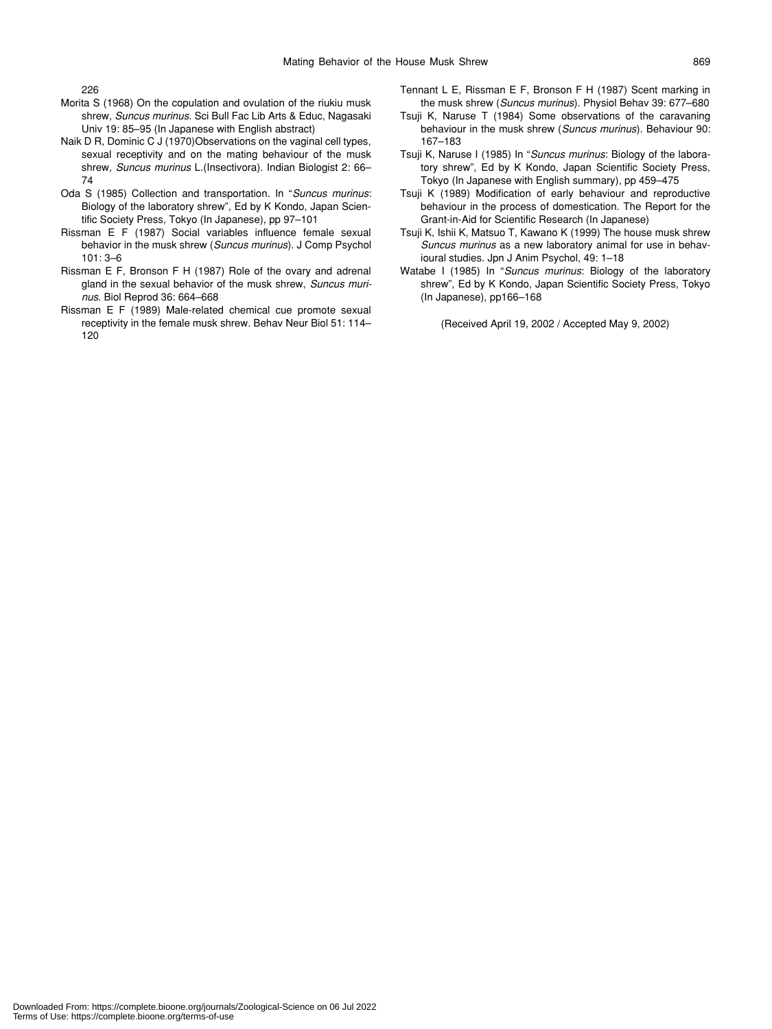226

Morita S (1968) On the copulation and ovulation of the riukiu musk shrew, *Suncus murinus*. Sci Bull Fac Lib Arts & Educ, Nagasaki Univ 19: 85–95 (In Japanese with English abstract)

Naik D R, Dominic C J (1970)Observations on the vaginal cell types, sexual receptivity and on the mating behaviour of the musk shrew, *Suncus murinus* L.(Insectivora). Indian Biologist 2: 66–74

Oda S (1985) Collection and transportation. In "*Suncus murinus*: Biology of the laboratory shrew", Ed by K Kondo, Japan Scientific Society Press, Tokyo (In Japanese), pp 97–101

Rissman E F (1987) Social variables influence female sexual behavior in the musk shrew (*Suncus murinus*). J Comp Psychol 101: 3–6

Rissman E F, Bronson F H (1987) Role of the ovary and adrenal gland in the sexual behavior of the musk shrew, *Suncus murinus*. Biol Reprod 36: 664–668

Rissman E F (1989) Male-related chemical cue promote sexual receptivity in the female musk shrew. Behav Neur Biol 51: 114–120

Tennant L E, Rissman E F, Bronson F H (1987) Scent marking in the musk shrew (*Suncus murinus*). Physiol Behav 39: 677–680

Tsuji K, Naruse T (1984) Some observations of the caravaning behaviour in the musk shrew (*Suncus murinus*). Behaviour 90: 167–183

Tsuji K, Naruse I (1985) In "*Suncus murinus*: Biology of the laboratory shrew", Ed by K Kondo, Japan Scientific Society Press, Tokyo (In Japanese with English summary), pp 459–475

Tsuji K (1989) Modification of early behaviour and reproductive behaviour in the process of domestication. The Report for the Grant-in-Aid for Scientific Research (In Japanese)

Tsuji K, Ishii K, Matsuo T, Kawano K (1999) The house musk shrew *Suncus murinus* as a new laboratory animal for use in behavioural studies. Jpn J Anim Psychol, 49: 1–18

Watabe I (1985) In "*Suncus murinus*: Biology of the laboratory shrew", Ed by K Kondo, Japan Scientific Society Press, Tokyo (In Japanese), pp166–168

(Received April 19, 2002 / Accepted May 9, 2002)